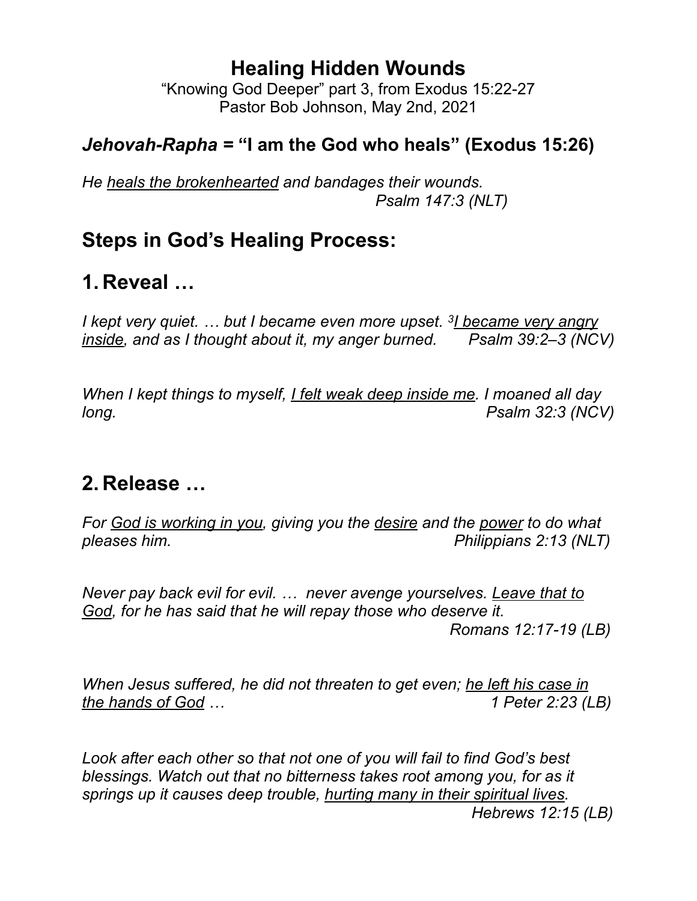# Healing Hidden Wounds

"Knowing God Deeper" part 3, from Exodus 15:22-27
Pastor Bob Johnson, May 2nd, 2021

### ***Jehovah-Rapha*** **= "I am the God who heals" (Exodus 15:26)**

*He <u>heals the brokenhearted</u> and bandages their wounds.*
*Psalm 147:3 (NLT)*

## Steps in God's Healing Process:

## 1. Reveal …

*I kept very quiet. … but I became even more upset. [3]<u>I became very angry inside</u>, and as I thought about it, my anger burned.* *Psalm 39:2–3 (NCV)*

*When I kept things to myself, <u>I felt weak deep inside me</u>. I moaned all day long.* *Psalm 32:3 (NCV)*

## 2. Release …

*For <u>God is working in you</u>, giving you the <u>desire</u> and the <u>power</u> to do what pleases him.* *Philippians 2:13 (NLT)*

*Never pay back evil for evil. … never avenge yourselves. <u>Leave that to God</u>, for he has said that he will repay those who deserve it.*
*Romans 12:17-19 (LB)*

*When Jesus suffered, he did not threaten to get even; <u>he left his case in the hands of God</u> …* *1 Peter 2:23 (LB)*

*Look after each other so that not one of you will fail to find God's best blessings. Watch out that no bitterness takes root among you, for as it springs up it causes deep trouble, <u>hurting many in their spiritual lives</u>.*
*Hebrews 12:15 (LB)*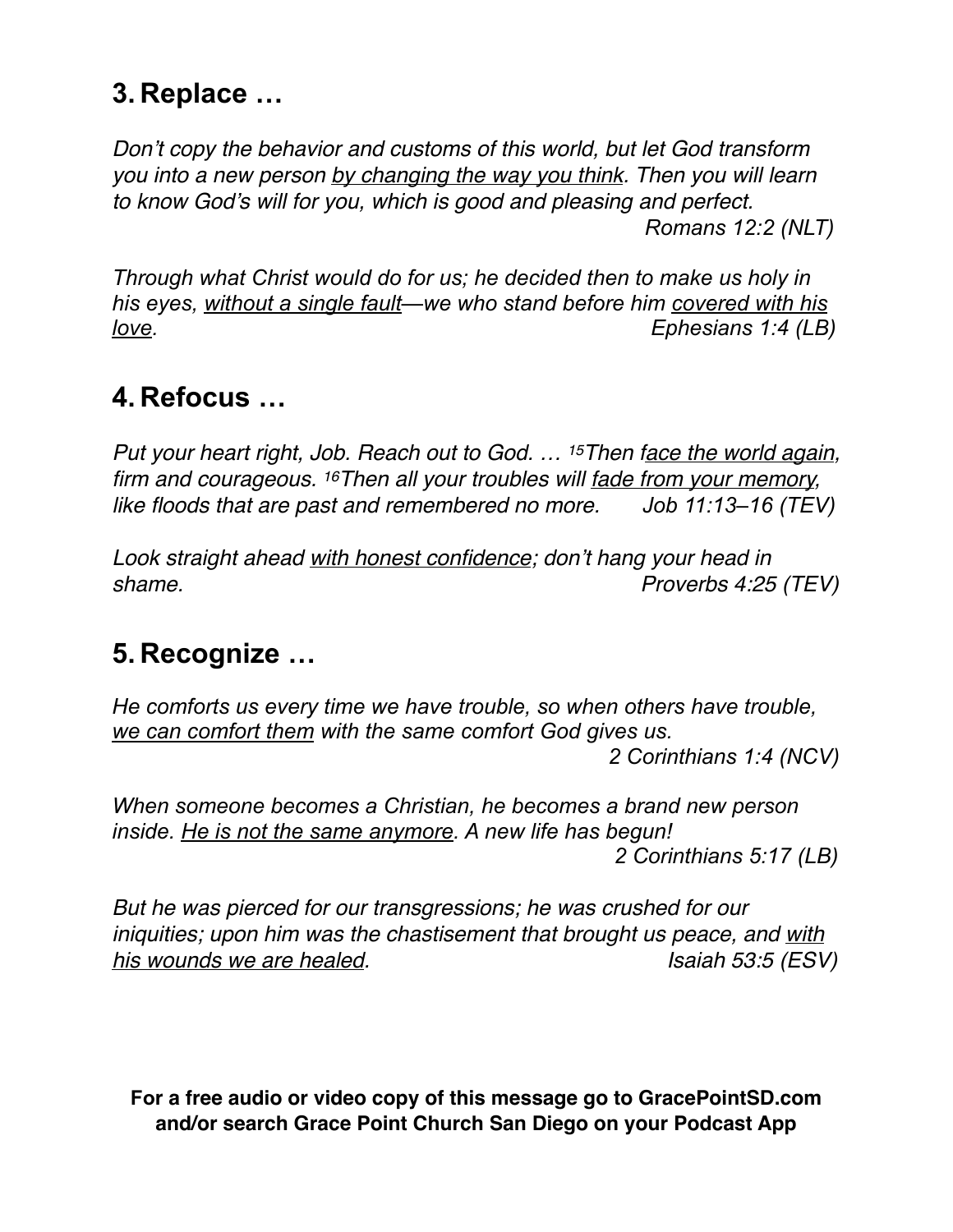## 3. Replace …

*Don't copy the behavior and customs of this world, but let God transform you into a new person <u>by changing the way you think</u>. Then you will learn to know God's will for you, which is good and pleasing and perfect.*
*Romans 12:2 (NLT)*

*Through what Christ would do for us; he decided then to make us holy in his eyes, <u>without a single fault</u>—we who stand before him <u>covered with his love</u>.* *Ephesians 1:4 (LB)*

## 4. Refocus …

*Put your heart right, Job. Reach out to God. … [15]Then f<u>ace the world again</u>, firm and courageous. [16]Then all your troubles will <u>fade from your memory</u>, like floods that are past and remembered no more.* *Job 11:13–16 (TEV)*

*Look straight ahead <u>with honest confidence</u>; don't hang your head in shame.* *Proverbs 4:25 (TEV)*

## 5. Recognize …

*He comforts us every time we have trouble, so when others have trouble, <u>we can comfort them</u> with the same comfort God gives us.*
*2 Corinthians 1:4 (NCV)*

*When someone becomes a Christian, he becomes a brand new person inside. <u>He is not the same anymore</u>. A new life has begun!*
*2 Corinthians 5:17 (LB)*

*But he was pierced for our transgressions; he was crushed for our iniquities; upon him was the chastisement that brought us peace, and <u>with his wounds we are healed</u>.* *Isaiah 53:5 (ESV)*

**For a free audio or video copy of this message go to GracePointSD.com and/or search Grace Point Church San Diego on your Podcast App**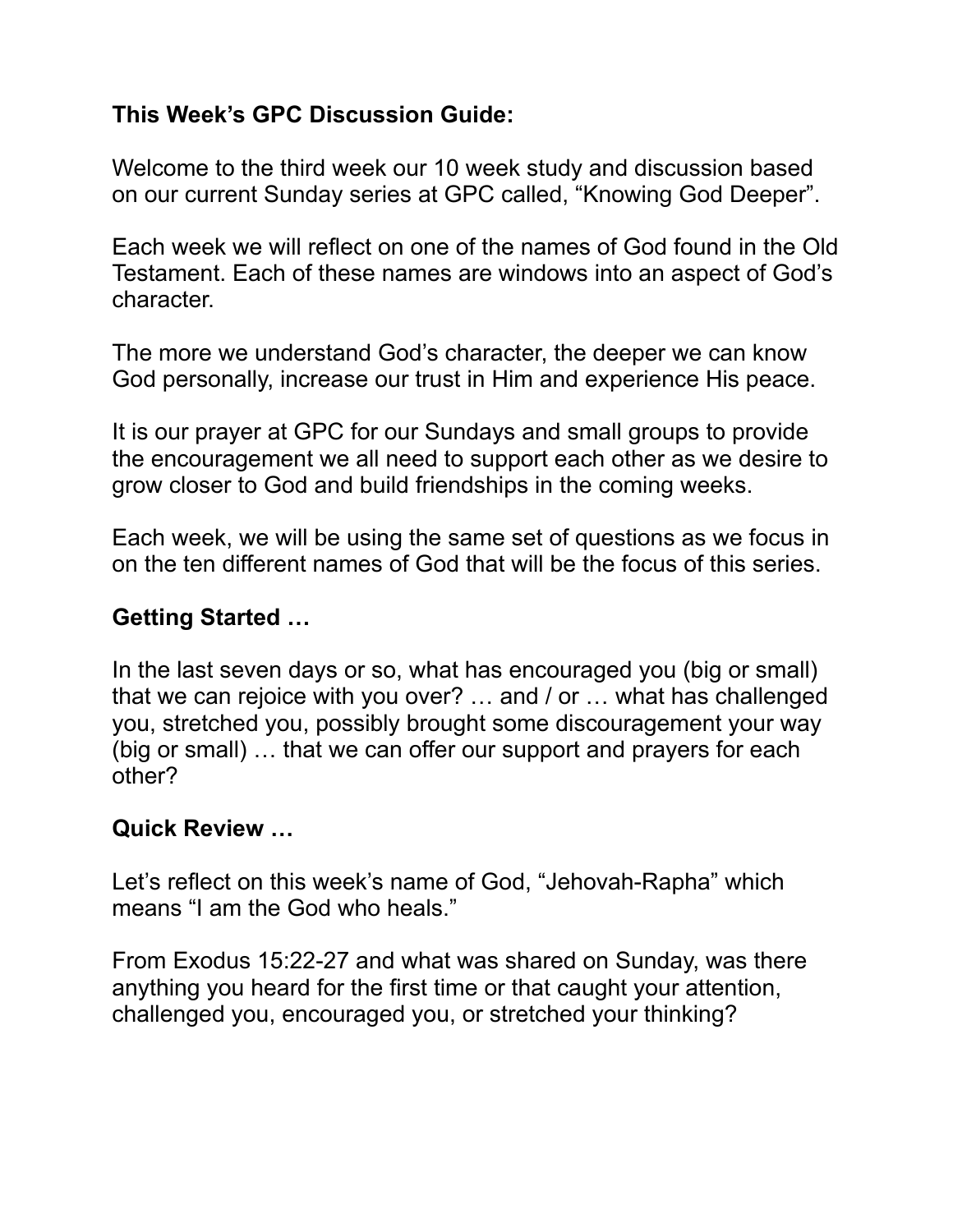**This Week's GPC Discussion Guide:**

Welcome to the third week our 10 week study and discussion based on our current Sunday series at GPC called, "Knowing God Deeper".

Each week we will reflect on one of the names of God found in the Old Testament. Each of these names are windows into an aspect of God's character.

The more we understand God's character, the deeper we can know God personally, increase our trust in Him and experience His peace.

It is our prayer at GPC for our Sundays and small groups to provide the encouragement we all need to support each other as we desire to grow closer to God and build friendships in the coming weeks.

Each week, we will be using the same set of questions as we focus in on the ten different names of God that will be the focus of this series.

**Getting Started …**

In the last seven days or so, what has encouraged you (big or small) that we can rejoice with you over? … and / or … what has challenged you, stretched you, possibly brought some discouragement your way (big or small) … that we can offer our support and prayers for each other?

**Quick Review …**

Let's reflect on this week's name of God, "Jehovah-Rapha" which means "I am the God who heals."

From Exodus 15:22-27 and what was shared on Sunday, was there anything you heard for the first time or that caught your attention, challenged you, encouraged you, or stretched your thinking?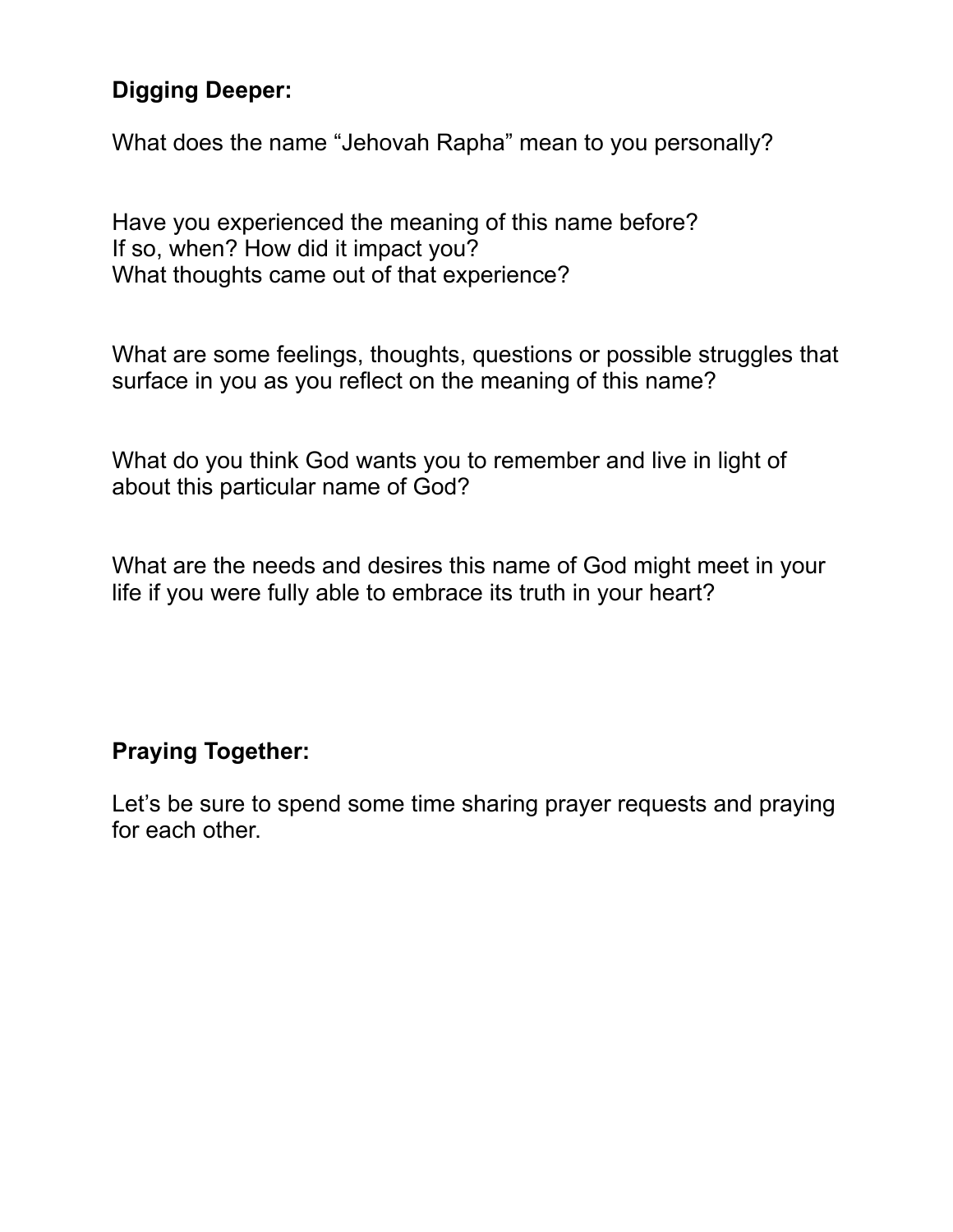**Digging Deeper:**

What does the name “Jehovah Rapha” mean to you personally?

Have you experienced the meaning of this name before?
If so, when? How did it impact you?
What thoughts came out of that experience?

What are some feelings, thoughts, questions or possible struggles that surface in you as you reflect on the meaning of this name?

What do you think God wants you to remember and live in light of about this particular name of God?

What are the needs and desires this name of God might meet in your life if you were fully able to embrace its truth in your heart?

**Praying Together:**

Let’s be sure to spend some time sharing prayer requests and praying for each other.